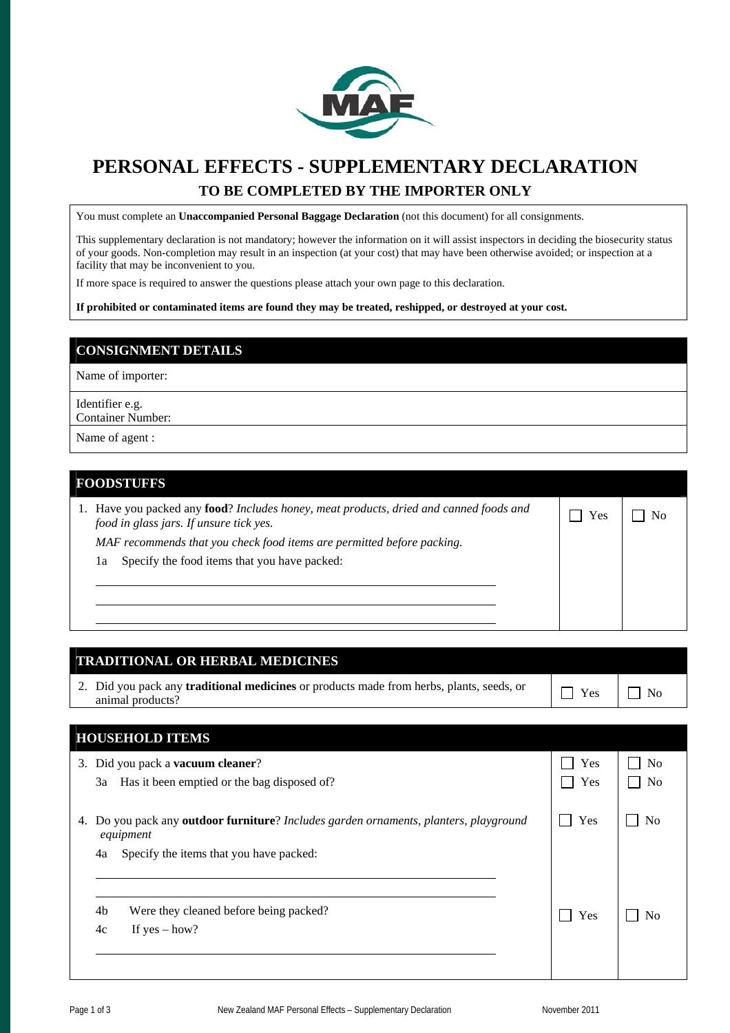# PERSONAL EFFECTS - SUPPLEMENTARY DECLARATION

## TO BE COMPLETED BY THE IMPORTER ONLY

You must complete an **Unaccompanied Personal Baggage Declaration** (not this document) for all consignments.

This supplementary declaration is not mandatory; however the information on it will assist inspectors in deciding the biosecurity status of your goods. Non-completion may result in an inspection (at your cost) that may have been otherwise avoided; or inspection at a facility that may be inconvenient to you.

If more space is required to answer the questions please attach your own page to this declaration.

**If prohibited or contaminated items are found they may be treated, reshipped, or destroyed at your cost.**

### CONSIGNMENT DETAILS

Name of importer:

Identifier e.g.
Container Number:

Name of agent :

### FOODSTUFFS

| | | |
|---|---|---|
| 1. Have you packed any **food**? *Includes honey, meat products, dried and canned foods and food in glass jars. If unsure tick yes.*<br>*MAF recommends that you check food items are permitted before packing.*<br>1a Specify the food items that you have packed:<br>\_\_\_\_\_\_\_\_\_\_\_\_\_\_\_\_\_\_\_\_<br>\_\_\_\_\_\_\_\_\_\_\_\_\_\_\_\_\_\_\_\_<br>\_\_\_\_\_\_\_\_\_\_\_\_\_\_\_\_\_\_\_\_ | ☐ Yes | ☐ No |

### TRADITIONAL OR HERBAL MEDICINES

| | | |
|---|---|---|
| 2. Did you pack any **traditional medicines** or products made from herbs, plants, seeds, or animal products? | ☐ Yes | ☐ No |

### HOUSEHOLD ITEMS

| | | |
|---|---|---|
| 3. Did you pack a **vacuum cleaner**? | ☐ Yes | ☐ No |
| 3a Has it been emptied or the bag disposed of? | ☐ Yes | ☐ No |
| 4. Do you pack any **outdoor furniture**? *Includes garden ornaments, planters, playground equipment* | ☐ Yes | ☐ No |
| 4a Specify the items that you have packed:<br>\_\_\_\_\_\_\_\_\_\_\_\_\_\_\_\_\_\_\_\_<br>\_\_\_\_\_\_\_\_\_\_\_\_\_\_\_\_\_\_\_\_ | | |
| 4b Were they cleaned before being packed? | ☐ Yes | ☐ No |
| 4c If yes – how?<br>\_\_\_\_\_\_\_\_\_\_\_\_\_\_\_\_\_\_\_\_ | | |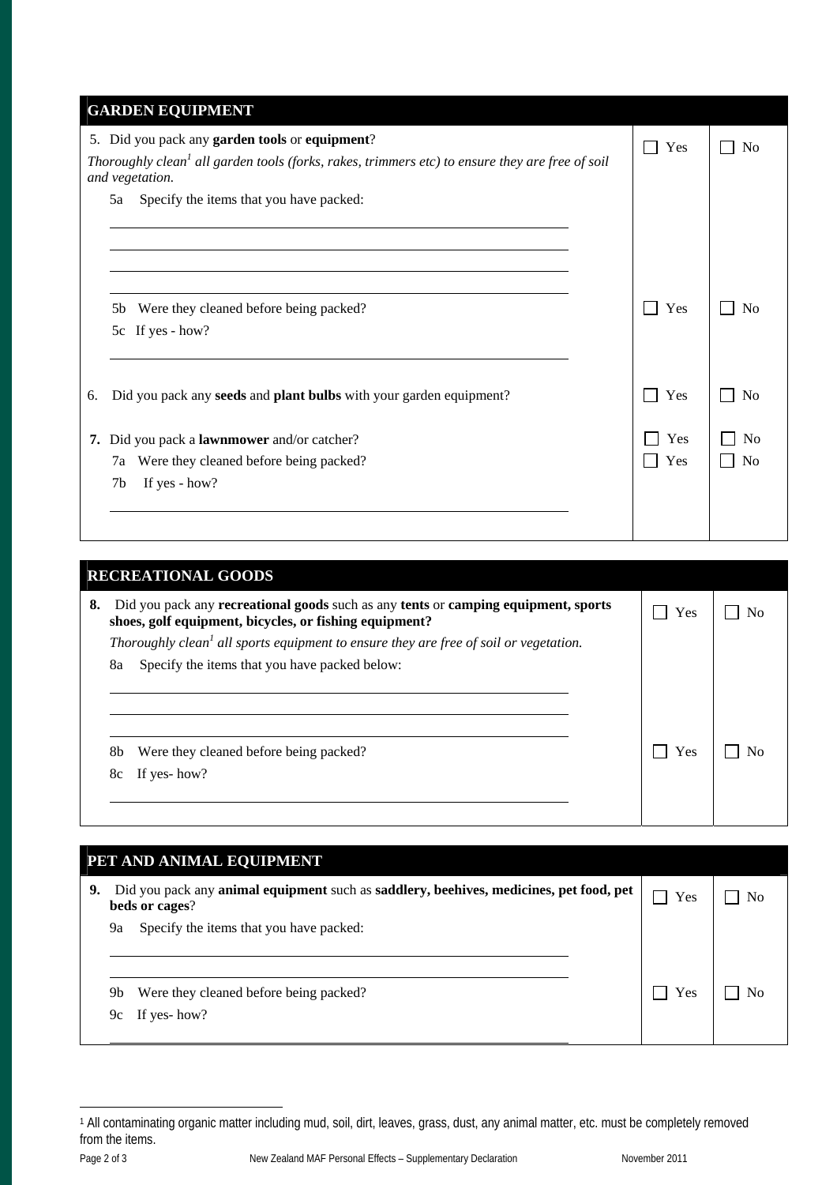## GARDEN EQUIPMENT

| | | |
|---|---|---|
| 5. Did you pack any **garden tools** or **equipment**?<br>*Thoroughly clean[1] all garden tools (forks, rakes, trimmers etc) to ensure they are free of soil and vegetation.* | ☐ Yes | ☐ No |
| 5a Specify the items that you have packed:<br>\_\_\_\_\_\_\_\_\_\_\_\_\_\_\_\_\_\_\_\_\_\_\_\_\_\_\_\_\_\_\_\_\_\_\_\_\_\_\_\_<br>\_\_\_\_\_\_\_\_\_\_\_\_\_\_\_\_\_\_\_\_\_\_\_\_\_\_\_\_\_\_\_\_\_\_\_\_\_\_\_\_<br>\_\_\_\_\_\_\_\_\_\_\_\_\_\_\_\_\_\_\_\_\_\_\_\_\_\_\_\_\_\_\_\_\_\_\_\_\_\_\_\_<br>\_\_\_\_\_\_\_\_\_\_\_\_\_\_\_\_\_\_\_\_\_\_\_\_\_\_\_\_\_\_\_\_\_\_\_\_\_\_\_\_ | | |
| 5b Were they cleaned before being packed? | ☐ Yes | ☐ No |
| 5c If yes - how?<br>\_\_\_\_\_\_\_\_\_\_\_\_\_\_\_\_\_\_\_\_\_\_\_\_\_\_\_\_\_\_\_\_\_\_\_\_\_\_\_\_ | | |
| 6. Did you pack any **seeds** and **plant bulbs** with your garden equipment? | ☐ Yes | ☐ No |
| **7.** Did you pack a **lawnmower** and/or catcher? | ☐ Yes | ☐ No |
| 7a Were they cleaned before being packed? | ☐ Yes | ☐ No |
| 7b If yes - how?<br>\_\_\_\_\_\_\_\_\_\_\_\_\_\_\_\_\_\_\_\_\_\_\_\_\_\_\_\_\_\_\_\_\_\_\_\_\_\_\_\_ | | |

## RECREATIONAL GOODS

| | | |
|---|---|---|
| **8.** Did you pack any **recreational goods** such as any **tents** or **camping equipment, sports shoes, golf equipment, bicycles, or fishing equipment?**<br>*Thoroughly clean[1] all sports equipment to ensure they are free of soil or vegetation.* | ☐ Yes | ☐ No |
| 8a Specify the items that you have packed below:<br>\_\_\_\_\_\_\_\_\_\_\_\_\_\_\_\_\_\_\_\_\_\_\_\_\_\_\_\_\_\_\_\_\_\_\_\_\_\_\_\_<br>\_\_\_\_\_\_\_\_\_\_\_\_\_\_\_\_\_\_\_\_\_\_\_\_\_\_\_\_\_\_\_\_\_\_\_\_\_\_\_\_<br>\_\_\_\_\_\_\_\_\_\_\_\_\_\_\_\_\_\_\_\_\_\_\_\_\_\_\_\_\_\_\_\_\_\_\_\_\_\_\_\_ | | |
| 8b Were they cleaned before being packed? | ☐ Yes | ☐ No |
| 8c If yes- how?<br>\_\_\_\_\_\_\_\_\_\_\_\_\_\_\_\_\_\_\_\_\_\_\_\_\_\_\_\_\_\_\_\_\_\_\_\_\_\_\_\_ | | |

## PET AND ANIMAL EQUIPMENT

| | | |
|---|---|---|
| **9.** Did you pack any **animal equipment** such as **saddlery, beehives, medicines, pet food, pet beds or cages**? | ☐ Yes | ☐ No |
| 9a Specify the items that you have packed:<br>\_\_\_\_\_\_\_\_\_\_\_\_\_\_\_\_\_\_\_\_\_\_\_\_\_\_\_\_\_\_\_\_\_\_\_\_\_\_\_\_<br>\_\_\_\_\_\_\_\_\_\_\_\_\_\_\_\_\_\_\_\_\_\_\_\_\_\_\_\_\_\_\_\_\_\_\_\_\_\_\_\_ | | |
| 9b Were they cleaned before being packed? | ☐ Yes | ☐ No |
| 9c If yes- how?<br>\_\_\_\_\_\_\_\_\_\_\_\_\_\_\_\_\_\_\_\_\_\_\_\_\_\_\_\_\_\_\_\_\_\_\_\_\_\_\_\_ | | |

---

[1] All contaminating organic matter including mud, soil, dirt, leaves, grass, dust, any animal matter, etc. must be completely removed from the items.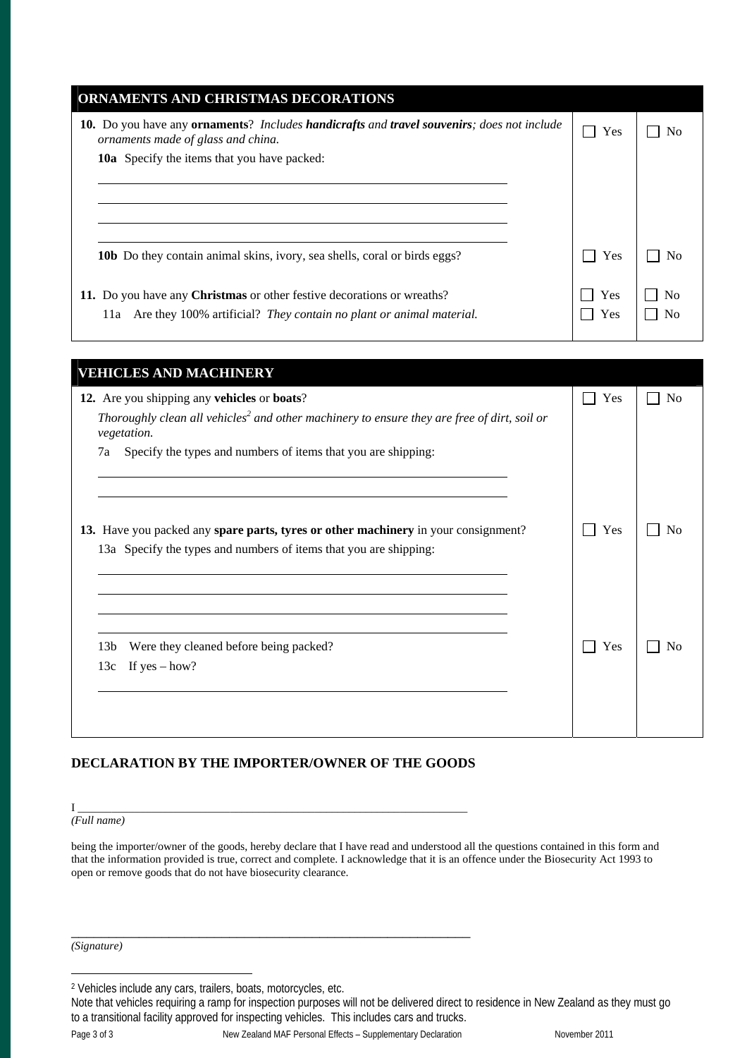## ORNAMENTS AND CHRISTMAS DECORATIONS

| | | |
|---|---|---|
| **10.** Do you have any **ornaments**? *Includes **handicrafts** and **travel souvenirs**; does not include ornaments made of glass and china.* | ☐ Yes | ☐ No |
| **10a** Specify the items that you have packed:<br>______________________________<br>______________________________<br>______________________________<br>______________________________ | | |
| **10b** Do they contain animal skins, ivory, sea shells, coral or birds eggs? | ☐ Yes | ☐ No |
| **11.** Do you have any **Christmas** or other festive decorations or wreaths? | ☐ Yes | ☐ No |
| 11a Are they 100% artificial? *They contain no plant or animal material.* | ☐ Yes | ☐ No |

## VEHICLES AND MACHINERY

| | | |
|---|---|---|
| **12.** Are you shipping any **vehicles** or **boats**?<br>*Thoroughly clean all vehicles[2] and other machinery to ensure they are free of dirt, soil or vegetation.* | ☐ Yes | ☐ No |
| 7a Specify the types and numbers of items that you are shipping:<br>______________________________<br>______________________________ | | |
| **13.** Have you packed any **spare parts, tyres or other machinery** in your consignment? | ☐ Yes | ☐ No |
| 13a Specify the types and numbers of items that you are shipping:<br>______________________________<br>______________________________<br>______________________________<br>______________________________ | | |
| 13b Were they cleaned before being packed? | ☐ Yes | ☐ No |
| 13c If yes – how?<br>______________________________ | | |

## DECLARATION BY THE IMPORTER/OWNER OF THE GOODS

I ______________________________________________________________________

*(Full name)*

being the importer/owner of the goods, hereby declare that I have read and understood all the questions contained in this form and that the information provided is true, correct and complete. I acknowledge that it is an offence under the Biosecurity Act 1993 to open or remove goods that do not have biosecurity clearance.

______________________________________________________________________

*(Signature)*

[2] Vehicles include any cars, trailers, boats, motorcycles, etc.

Note that vehicles requiring a ramp for inspection purposes will not be delivered direct to residence in New Zealand as they must go to a transitional facility approved for inspecting vehicles. This includes cars and trucks.